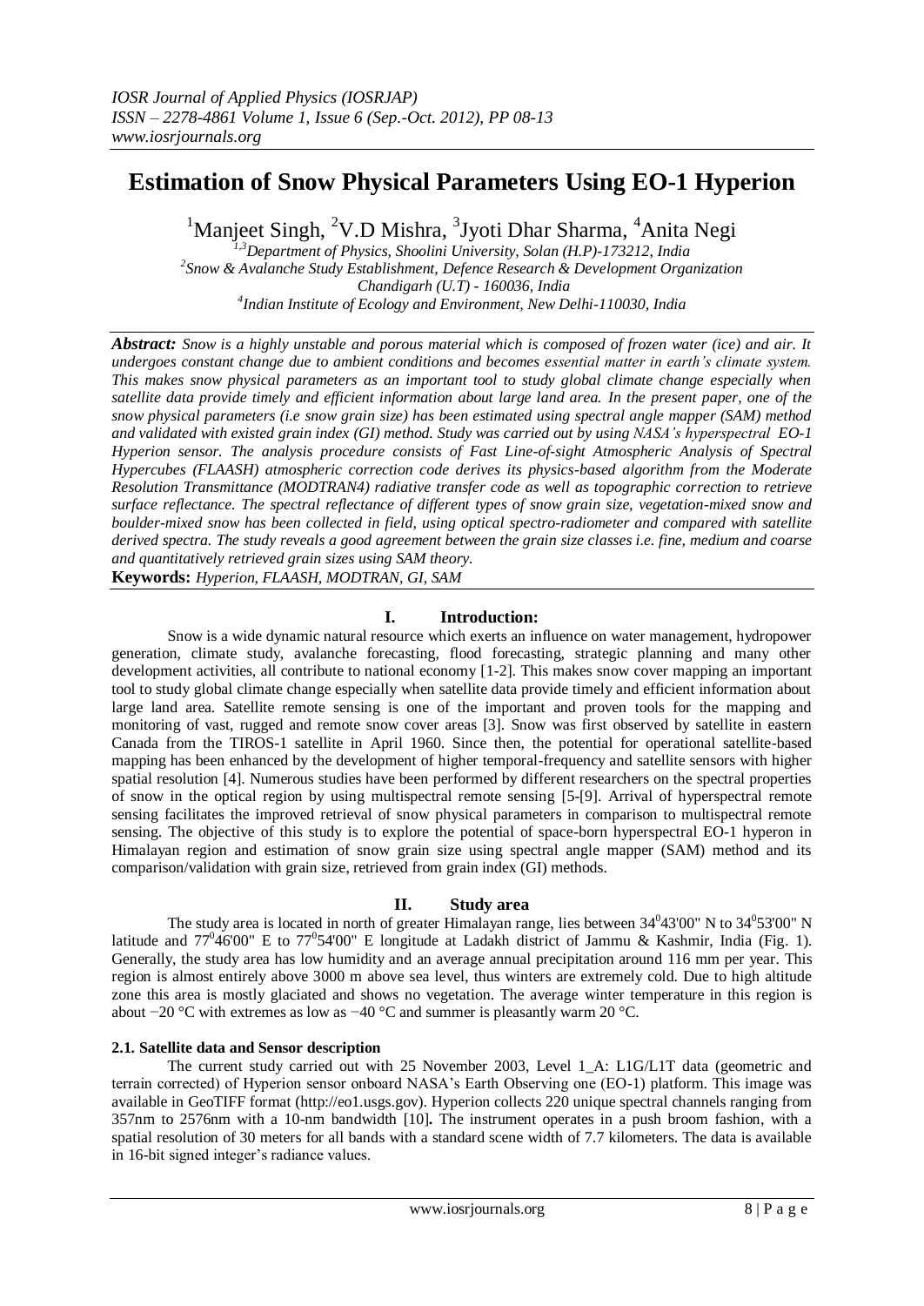# Estimation of Snow Physical Parameters Using EO-1 Hyperion

[1]Manjeet Singh, [2]V.D Mishra, [3]Jyoti Dhar Sharma, [4]Anita Negi

[1,3]*Department of Physics, Shoolini University, Solan (H.P)-173212, India*
[2]*Snow & Avalanche Study Establishment, Defence Research & Development Organization Chandigarh (U.T) - 160036, India*
[4]*Indian Institute of Ecology and Environment, New Delhi-110030, India*

***Abstract:*** *Snow is a highly unstable and porous material which is composed of frozen water (ice) and air. It undergoes constant change due to ambient conditions and becomes essential matter in earth's climate system. This makes snow physical parameters as an important tool to study global climate change especially when satellite data provide timely and efficient information about large land area. In the present paper, one of the snow physical parameters (i.e snow grain size) has been estimated using spectral angle mapper (SAM) method and validated with existed grain index (GI) method. Study was carried out by using NASA's hyperspectral EO-1 Hyperion sensor. The analysis procedure consists of Fast Line-of-sight Atmospheric Analysis of Spectral Hypercubes (FLAASH) atmospheric correction code derives its physics-based algorithm from the Moderate Resolution Transmittance (MODTRAN4) radiative transfer code as well as topographic correction to retrieve surface reflectance. The spectral reflectance of different types of snow grain size, vegetation-mixed snow and boulder-mixed snow has been collected in field, using optical spectro-radiometer and compared with satellite derived spectra. The study reveals a good agreement between the grain size classes i.e. fine, medium and coarse and quantitatively retrieved grain sizes using SAM theory.*

**Keywords:** *Hyperion, FLAASH, MODTRAN, GI, SAM*

## I. Introduction:

Snow is a wide dynamic natural resource which exerts an influence on water management, hydropower generation, climate study, avalanche forecasting, flood forecasting, strategic planning and many other development activities, all contribute to national economy [1-2]. This makes snow cover mapping an important tool to study global climate change especially when satellite data provide timely and efficient information about large land area. Satellite remote sensing is one of the important and proven tools for the mapping and monitoring of vast, rugged and remote snow cover areas [3]. Snow was first observed by satellite in eastern Canada from the TIROS-1 satellite in April 1960. Since then, the potential for operational satellite-based mapping has been enhanced by the development of higher temporal-frequency and satellite sensors with higher spatial resolution [4]. Numerous studies have been performed by different researchers on the spectral properties of snow in the optical region by using multispectral remote sensing [5-[9]. Arrival of hyperspectral remote sensing facilitates the improved retrieval of snow physical parameters in comparison to multispectral remote sensing. The objective of this study is to explore the potential of space-born hyperspectral EO-1 hyperon in Himalayan region and estimation of snow grain size using spectral angle mapper (SAM) method and its comparison/validation with grain size, retrieved from grain index (GI) methods.

## II. Study area

The study area is located in north of greater Himalayan range, lies between 34°43'00" N to 34°53'00" N latitude and 77°46'00" E to 77°54'00" E longitude at Ladakh district of Jammu & Kashmir, India (Fig. 1). Generally, the study area has low humidity and an average annual precipitation around 116 mm per year. This region is almost entirely above 3000 m above sea level, thus winters are extremely cold. Due to high altitude zone this area is mostly glaciated and shows no vegetation. The average winter temperature in this region is about −20 °C with extremes as low as −40 °C and summer is pleasantly warm 20 °C.

### 2.1. Satellite data and Sensor description

The current study carried out with 25 November 2003, Level 1_A: L1G/L1T data (geometric and terrain corrected) of Hyperion sensor onboard NASA's Earth Observing one (EO-1) platform. This image was available in GeoTIFF format (http://eo1.usgs.gov). Hyperion collects 220 unique spectral channels ranging from 357nm to 2576nm with a 10-nm bandwidth [10]**.** The instrument operates in a push broom fashion, with a spatial resolution of 30 meters for all bands with a standard scene width of 7.7 kilometers. The data is available in 16-bit signed integer's radiance values.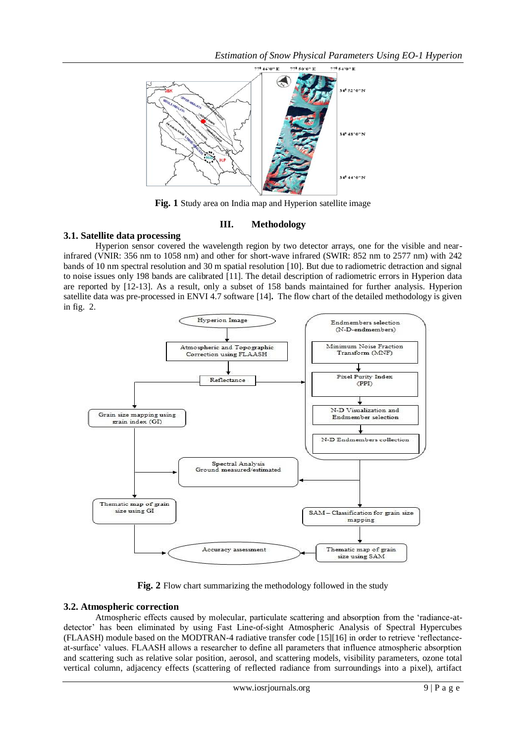**Fig. 1** Study area on India map and Hyperion satellite image

## III. Methodology

### 3.1. Satellite data processing

Hyperion sensor covered the wavelength region by two detector arrays, one for the visible and near-infrared (VNIR: 356 nm to 1058 nm) and other for short-wave infrared (SWIR: 852 nm to 2577 nm) with 242 bands of 10 nm spectral resolution and 30 m spatial resolution [10]. But due to radiometric detraction and signal to noise issues only 198 bands are calibrated [11]. The detail description of radiometric errors in Hyperion data are reported by [12-13]. As a result, only a subset of 158 bands maintained for further analysis. Hyperion satellite data was pre-processed in ENVI 4.7 software [14]**.** The flow chart of the detailed methodology is given in fig. 2.

**Fig. 2** Flow chart summarizing the methodology followed in the study

### 3.2. Atmospheric correction

Atmospheric effects caused by molecular, particulate scattering and absorption from the 'radiance-at-detector' has been eliminated by using Fast Line-of-sight Atmospheric Analysis of Spectral Hypercubes (FLAASH) module based on the MODTRAN-4 radiative transfer code [15][16] in order to retrieve 'reflectance-at-surface' values. FLAASH allows a researcher to define all parameters that influence atmospheric absorption and scattering such as relative solar position, aerosol, and scattering models, visibility parameters, ozone total vertical column, adjacency effects (scattering of reflected radiance from surroundings into a pixel), artifact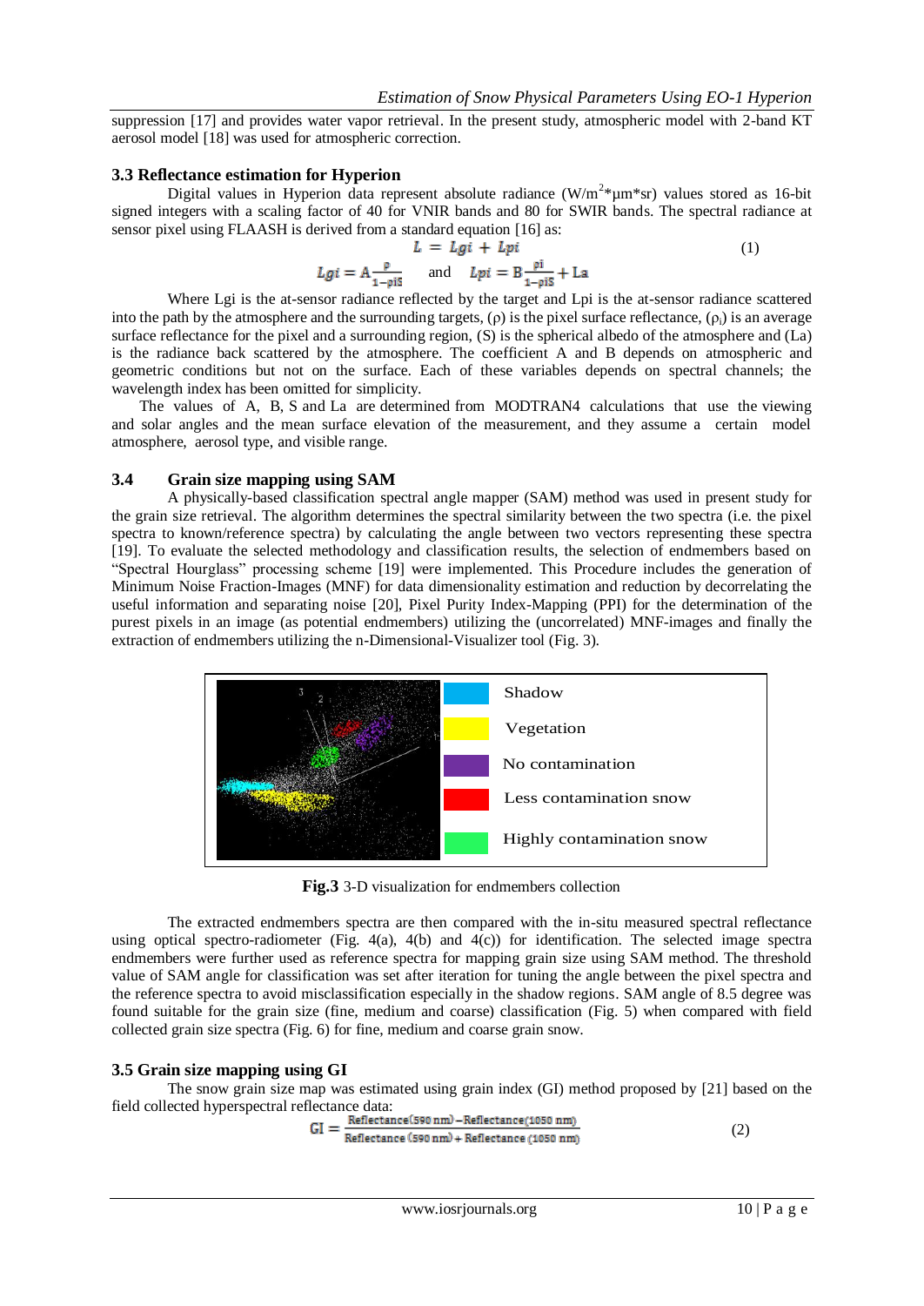suppression [17] and provides water vapor retrieval. In the present study, atmospheric model with 2-band KT aerosol model [18] was used for atmospheric correction.

### 3.3 Reflectance estimation for Hyperion

Digital values in Hyperion data represent absolute radiance ($W/m^2*\mu m*sr$) values stored as 16-bit signed integers with a scaling factor of 40 for VNIR bands and 80 for SWIR bands. The spectral radiance at sensor pixel using FLAASH is derived from a standard equation [16] as:

$$L = Lgi + Lpi \tag{1}$$

$$Lgi = A\frac{\rho}{1-\rho iS} \quad \text{and} \quad Lpi = B\frac{\rho i}{1-\rho iS} + La$$

Where Lgi is the at-sensor radiance reflected by the target and Lpi is the at-sensor radiance scattered into the path by the atmosphere and the surrounding targets, ($\rho$) is the pixel surface reflectance, ($\rho_i$) is an average surface reflectance for the pixel and a surrounding region, (S) is the spherical albedo of the atmosphere and (La) is the radiance back scattered by the atmosphere. The coefficient A and B depends on atmospheric and geometric conditions but not on the surface. Each of these variables depends on spectral channels; the wavelength index has been omitted for simplicity.

The values of A, B, S and La are determined from MODTRAN4 calculations that use the viewing and solar angles and the mean surface elevation of the measurement, and they assume a certain model atmosphere, aerosol type, and visible range.

### 3.4 Grain size mapping using SAM

A physically-based classification spectral angle mapper (SAM) method was used in present study for the grain size retrieval. The algorithm determines the spectral similarity between the two spectra (i.e. the pixel spectra to known/reference spectra) by calculating the angle between two vectors representing these spectra [19]. To evaluate the selected methodology and classification results, the selection of endmembers based on "Spectral Hourglass" processing scheme [19] were implemented. This Procedure includes the generation of Minimum Noise Fraction-Images (MNF) for data dimensionality estimation and reduction by decorrelating the useful information and separating noise [20], Pixel Purity Index-Mapping (PPI) for the determination of the purest pixels in an image (as potential endmembers) utilizing the (uncorrelated) MNF-images and finally the extraction of endmembers utilizing the n-Dimensional-Visualizer tool (Fig. 3).

Shadow

Vegetation

No contamination

Less contamination snow

Highly contamination snow

**Fig.3** 3-D visualization for endmembers collection

The extracted endmembers spectra are then compared with the in-situ measured spectral reflectance using optical spectro-radiometer (Fig. 4(a), 4(b) and 4(c)) for identification. The selected image spectra endmembers were further used as reference spectra for mapping grain size using SAM method. The threshold value of SAM angle for classification was set after iteration for tuning the angle between the pixel spectra and the reference spectra to avoid misclassification especially in the shadow regions. SAM angle of 8.5 degree was found suitable for the grain size (fine, medium and coarse) classification (Fig. 5) when compared with field collected grain size spectra (Fig. 6) for fine, medium and coarse grain snow.

### 3.5 Grain size mapping using GI

The snow grain size map was estimated using grain index (GI) method proposed by [21] based on the field collected hyperspectral reflectance data:

$$GI = \frac{\text{Reflectance}(590\text{ nm}) - \text{Reflectance}(1050\text{ nm})}{\text{Reflectance}(590\text{ nm}) + \text{Reflectance}(1050\text{ nm})} \tag{2}$$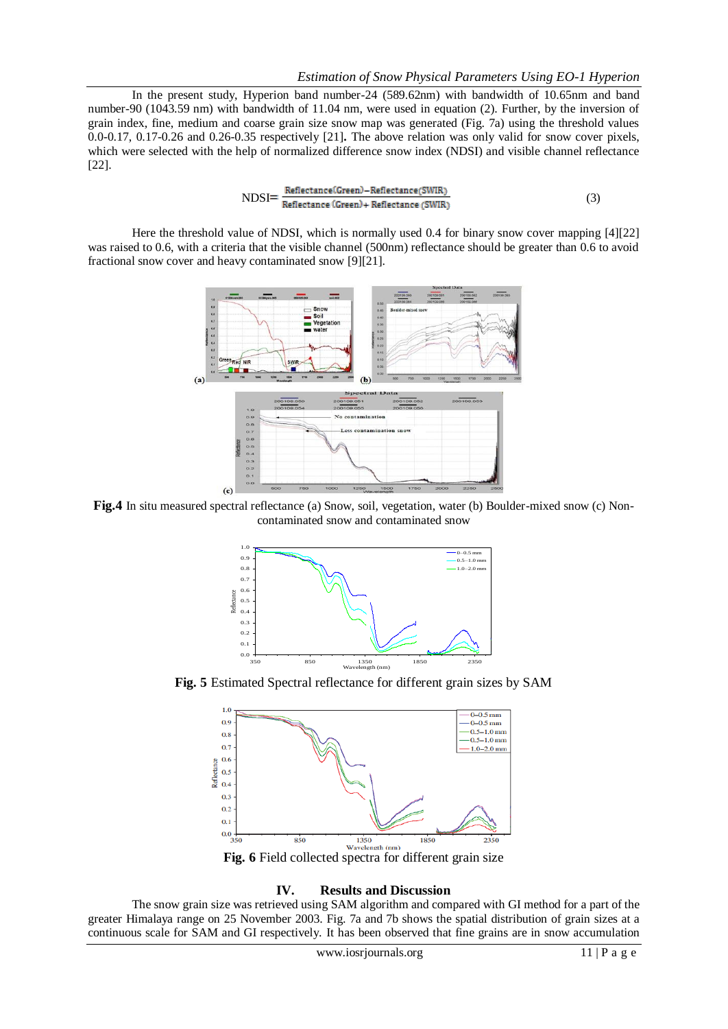In the present study, Hyperion band number-24 (589.62nm) with bandwidth of 10.65nm and band number-90 (1043.59 nm) with bandwidth of 11.04 nm, were used in equation (2). Further, by the inversion of grain index, fine, medium and coarse grain size snow map was generated (Fig. 7a) using the threshold values 0.0-0.17, 0.17-0.26 and 0.26-0.35 respectively [21]. The above relation was only valid for snow cover pixels, which were selected with the help of normalized difference snow index (NDSI) and visible channel reflectance [22].

$$NDSI = \frac{Reflectance(Green) - Reflectance(SWIR)}{Reflectance(Green) + Reflectance(SWIR)} \quad (3)$$

Here the threshold value of NDSI, which is normally used 0.4 for binary snow cover mapping [4][22] was raised to 0.6, with a criteria that the visible channel (500nm) reflectance should be greater than 0.6 to avoid fractional snow cover and heavy contaminated snow [9][21].

**Fig.4** In situ measured spectral reflectance (a) Snow, soil, vegetation, water (b) Boulder-mixed snow (c) Non-contaminated snow and contaminated snow

**Fig. 5** Estimated Spectral reflectance for different grain sizes by SAM

**Fig. 6** Field collected spectra for different grain size

## IV. Results and Discussion

The snow grain size was retrieved using SAM algorithm and compared with GI method for a part of the greater Himalaya range on 25 November 2003. Fig. 7a and 7b shows the spatial distribution of grain sizes at a continuous scale for SAM and GI respectively. It has been observed that fine grains are in snow accumulation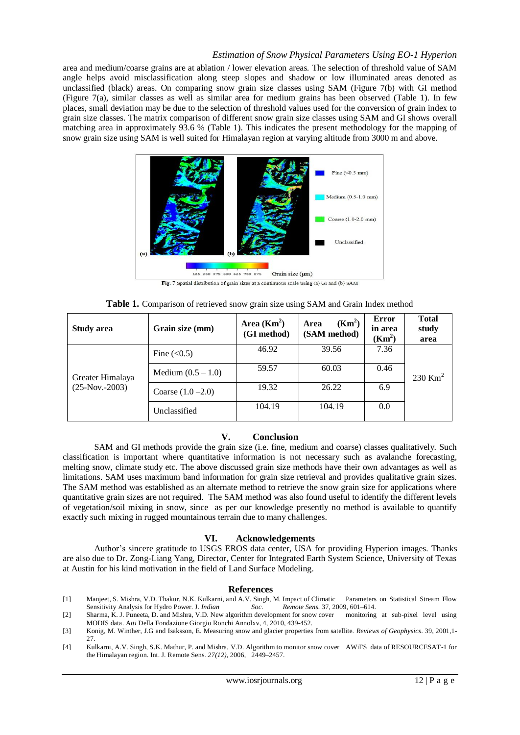area and medium/coarse grains are at ablation / lower elevation areas. The selection of threshold value of SAM angle helps avoid misclassification along steep slopes and shadow or low illuminated areas denoted as unclassified (black) areas. On comparing snow grain size classes using SAM (Figure 7(b) with GI method (Figure 7(a), similar classes as well as similar area for medium grains has been observed (Table 1). In few places, small deviation may be due to the selection of threshold values used for the conversion of grain index to grain size classes. The matrix comparison of different snow grain size classes using SAM and GI shows overall matching area in approximately 93.6 % (Table 1). This indicates the present methodology for the mapping of snow grain size using SAM is well suited for Himalayan region at varying altitude from 3000 m and above.

**Fig. 7** Spatial distribution of grain sizes at a continuous scale using (a) GI and (b) SAM

**Table 1.** Comparison of retrieved snow grain size using SAM and Grain Index method

| Study area | Grain size (mm) | Area ($Km^2$) (GI method) | Area ($Km^2$) (SAM method) | Error in area ($Km^2$) | Total study area |
|---|---|---|---|---|---|
| Greater Himalaya (25-Nov.-2003) | Fine (<0.5) | 46.92 | 39.56 | 7.36 | 230 $Km^2$ |
| | Medium (0.5 – 1.0) | 59.57 | 60.03 | 0.46 | |
| | Coarse (1.0 –2.0) | 19.32 | 26.22 | 6.9 | |
| | Unclassified | 104.19 | 104.19 | 0.0 | |

## V. Conclusion

SAM and GI methods provide the grain size (i.e. fine, medium and coarse) classes qualitatively. Such classification is important where quantitative information is not necessary such as avalanche forecasting, melting snow, climate study etc. The above discussed grain size methods have their own advantages as well as limitations. SAM uses maximum band information for grain size retrieval and provides qualitative grain sizes. The SAM method was established as an alternate method to retrieve the snow grain size for applications where quantitative grain sizes are not required. The SAM method was also found useful to identify the different levels of vegetation/soil mixing in snow, since as per our knowledge presently no method is available to quantify exactly such mixing in rugged mountainous terrain due to many challenges.

## VI. Acknowledgements

Author's sincere gratitude to USGS EROS data center, USA for providing Hyperion images. Thanks are also due to Dr. Zong-Liang Yang, Director, Center for Integrated Earth System Science, University of Texas at Austin for his kind motivation in the field of Land Surface Modeling.

## References

[1] Manjeet, S. Mishra, V.D. Thakur, N.K. Kulkarni, and A.V. Singh, M. Impact of Climatic Parameters on Statistical Stream Flow Sensitivity Analysis for Hydro Power. J. *Indian Soc. Remote Sens.* 37, 2009, 601–614.

[2] Sharma, K. J. Puneeta, D. and Mishra, V.D. New algorithm development for snow cover monitoring at sub-pixel level using MODIS data. A*tti* Della Fondazione Giorgio Ronchi Annolxv, 4, 2010, 439-452.

[3] Konig, M. Winther, J.G and Isaksson, E. Measuring snow and glacier properties from satellite. *Reviews of Geophysics*. 39, 2001,1-27.

[4] Kulkarni, A.V. Singh, S.K. Mathur, P. and Mishra, V.D. Algorithm to monitor snow cover AWiFS data of RESOURCESAT-1 for the Himalayan region. Int. J. Remote Sens. *27(12)*, 2006, 2449–2457.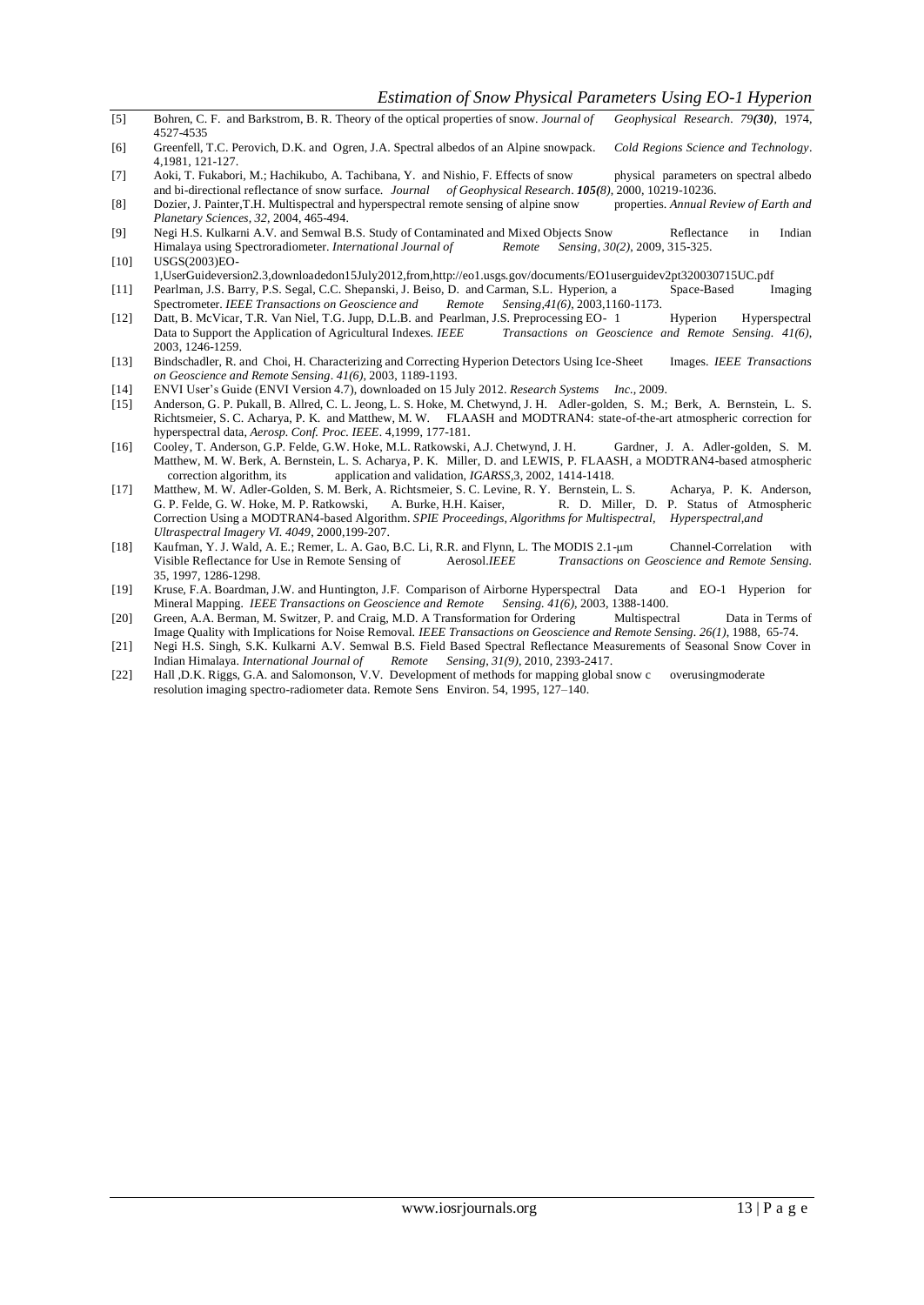[5] Bohren, C. F. and Barkstrom, B. R. Theory of the optical properties of snow. *Journal of Geophysical Research. 79(30)*, 1974, 4527-4535

[6] Greenfell, T.C. Perovich, D.K. and Ogren, J.A. Spectral albedos of an Alpine snowpack. *Cold Regions Science and Technology*. 4,1981, 121-127.

[7] Aoki, T. Fukabori, M.; Hachikubo, A. Tachibana, Y. and Nishio, F. Effects of snow physical parameters on spectral albedo and bi-directional reflectance of snow surface. *Journal of Geophysical Research*. ***105(8)***, 2000, 10219-10236.

[8] Dozier, J. Painter,T.H. Multispectral and hyperspectral remote sensing of alpine snow properties. *Annual Review of Earth and Planetary Sciences, 32*, 2004, 465-494.

[9] Negi H.S. Kulkarni A.V. and Semwal B.S. Study of Contaminated and Mixed Objects Snow Reflectance in Indian Himalaya using Spectroradiometer. *International Journal of Remote Sensing, 30(2)*, 2009, 315-325.

[10] USGS(2003)EO-1,UserGuideversion2.3,downloadedon15July2012,from,http://eo1.usgs.gov/documents/EO1userguidev2pt320030715UC.pdf

[11] Pearlman, J.S. Barry, P.S. Segal, C.C. Shepanski, J. Beiso, D. and Carman, S.L. Hyperion, a Space-Based Imaging Spectrometer. *IEEE Transactions on Geoscience and Remote Sensing,41(6)*, 2003,1160-1173.

[12] Datt, B. McVicar, T.R. Van Niel, T.G. Jupp, D.L.B. and Pearlman, J.S. Preprocessing EO- 1 Hyperion Hyperspectral Data to Support the Application of Agricultural Indexes. *IEEE Transactions on Geoscience and Remote Sensing. 41(6)*, 2003, 1246-1259.

[13] Bindschadler, R. and Choi, H. Characterizing and Correcting Hyperion Detectors Using Ice-Sheet Images. *IEEE Transactions on Geoscience and Remote Sensing*. *41(6)*, 2003, 1189-1193.

[14] ENVI User's Guide (ENVI Version 4.7), downloaded on 15 July 2012. *Research Systems Inc.*, 2009.

[15] Anderson, G. P. Pukall, B. Allred, C. L. Jeong, L. S. Hoke, M. Chetwynd, J. H. Adler-golden, S. M.; Berk, A. Bernstein, L. S. Richtsmeier, S. C. Acharya, P. K. and Matthew, M. W. FLAASH and MODTRAN4: state-of-the-art atmospheric correction for hyperspectral data, *Aerosp. Conf. Proc. IEEE*. 4,1999, 177-181.

[16] Cooley, T. Anderson, G.P. Felde, G.W. Hoke, M.L. Ratkowski, A.J. Chetwynd, J. H. Gardner, J. A. Adler-golden, S. M. Matthew, M. W. Berk, A. Bernstein, L. S. Acharya, P. K. Miller, D. and LEWIS, P. FLAASH, a MODTRAN4-based atmospheric correction algorithm, its application and validation, *IGARSS*,3, 2002, 1414-1418.

[17] Matthew, M. W. Adler-Golden, S. M. Berk, A. Richtsmeier, S. C. Levine, R. Y. Bernstein, L. S. Acharya, P. K. Anderson, G. P. Felde, G. W. Hoke, M. P. Ratkowski, A. Burke, H.H. Kaiser, R. D. Miller, D. P. Status of Atmospheric Correction Using a MODTRAN4-based Algorithm. *SPIE Proceedings, Algorithms for Multispectral, Hyperspectral,and Ultraspectral Imagery VI. 4049*, 2000,199-207.

[18] Kaufman, Y. J. Wald, A. E.; Remer, L. A. Gao, B.C. Li, R.R. and Flynn, L. The MODIS 2.1-μm Channel-Correlation with Visible Reflectance for Use in Remote Sensing of Aerosol.*IEEE Transactions on Geoscience and Remote Sensing*. 35, 1997, 1286-1298.

[19] Kruse, F.A. Boardman, J.W. and Huntington, J.F. Comparison of Airborne Hyperspectral Data and EO-1 Hyperion for Mineral Mapping. *IEEE Transactions on Geoscience and Remote Sensing. 41(6)*, 2003, 1388-1400.

[20] Green, A.A. Berman, M. Switzer, P. and Craig, M.D. A Transformation for Ordering Multispectral Data in Terms of Image Quality with Implications for Noise Removal. *IEEE Transactions on Geoscience and Remote Sensing. 26(1)*, 1988, 65-74.

[21] Negi H.S. Singh, S.K. Kulkarni A.V. Semwal B.S. Field Based Spectral Reflectance Measurements of Seasonal Snow Cover in Indian Himalaya. *International Journal of Remote Sensing, 31(9)*, 2010, 2393-2417.

[22] Hall ,D.K. Riggs, G.A. and Salomonson, V.V. Development of methods for mapping global snow c overusingmoderate resolution imaging spectro-radiometer data. Remote Sens Environ. 54, 1995, 127–140.